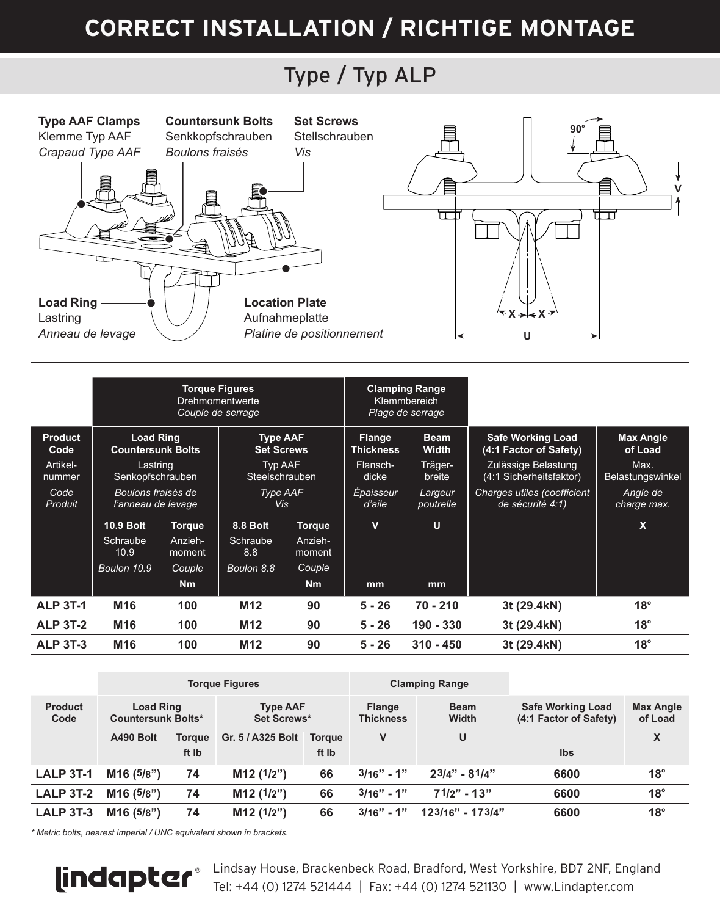# CORRECT INSTALLATION / RICHTIGE MONTAGE

## Type / Typ ALP

**Type AAF Clamps**
Klemme Typ AAF
*Crapaud Type AAF*

**Countersunk Bolts**
Senkkopfschrauben
*Boulons fraisés*

**Set Screws**
Stellschrauben
*Vis*

**Load Ring**
Lastring
*Anneau de levage*

**Location Plate**
Aufnahmeplatte
*Platine de positionnement*

90°

V

X X

U

| Product Code / Artikel-nummer / *Code Produit* | Torque Figures / Drehmomentwerte / *Couple de serrage* – Load Ring Countersunk Bolts / Lastring Senkkopfschrauben / *Boulons fraisés de l'anneau de levage* – 10.9 Bolt / Schraube 10.9 / *Boulon 10.9* | Torque / Anzieh-moment / *Couple* Nm | Type AAF Set Screws / Typ AAF Steelschrauben / *Type AAF Vis* – 8.8 Bolt / Schraube 8.8 / *Boulon 8.8* | Torque / Anzieh-moment / *Couple* Nm | Clamping Range / Klemmbereich / *Plage de serrage* – Flange Thickness / Flansch-dicke / *Épaisseur d'aile* V mm | Beam Width / Träger-breite / *Largeur poutrelle* U mm | Safe Working Load (4:1 Factor of Safety) / Zulässige Belastung (4:1 Sicherheitsfaktor) / *Charges utiles (coefficient de sécurité 4:1)* | Max Angle of Load / Max. Belastungswinkel / *Angle de charge max.* X |
|---|---|---|---|---|---|---|---|---|
| ALP 3T-1 | M16 | 100 | M12 | 90 | 5 - 26 | 70 - 210 | 3t (29.4kN) | 18° |
| ALP 3T-2 | M16 | 100 | M12 | 90 | 5 - 26 | 190 - 330 | 3t (29.4kN) | 18° |
| ALP 3T-3 | M16 | 100 | M12 | 90 | 5 - 26 | 310 - 450 | 3t (29.4kN) | 18° |

| Product Code | Torque Figures – Load Ring Countersunk Bolts* – A490 Bolt | Torque ft lb | Type AAF Set Screws* – Gr. 5 / A325 Bolt | Torque ft lb | Clamping Range – Flange Thickness V | Beam Width U | Safe Working Load (4:1 Factor of Safety) lbs | Max Angle of Load X |
|---|---|---|---|---|---|---|---|---|
| LALP 3T-1 | M16 (5/8") | 74 | M12 (1/2") | 66 | 3/16" - 1" | 2 3/4" - 8 1/4" | 6600 | 18° |
| LALP 3T-2 | M16 (5/8") | 74 | M12 (1/2") | 66 | 3/16" - 1" | 7 1/2" - 13" | 6600 | 18° |
| LALP 3T-3 | M16 (5/8") | 74 | M12 (1/2") | 66 | 3/16" - 1" | 12 3/16" - 17 3/4" | 6600 | 18° |

*\* Metric bolts, nearest imperial / UNC equivalent shown in brackets.*

Lindsay House, Brackenbeck Road, Bradford, West Yorkshire, BD7 2NF, England
Tel: +44 (0) 1274 521444 | Fax: +44 (0) 1274 521130 | www.Lindapter.com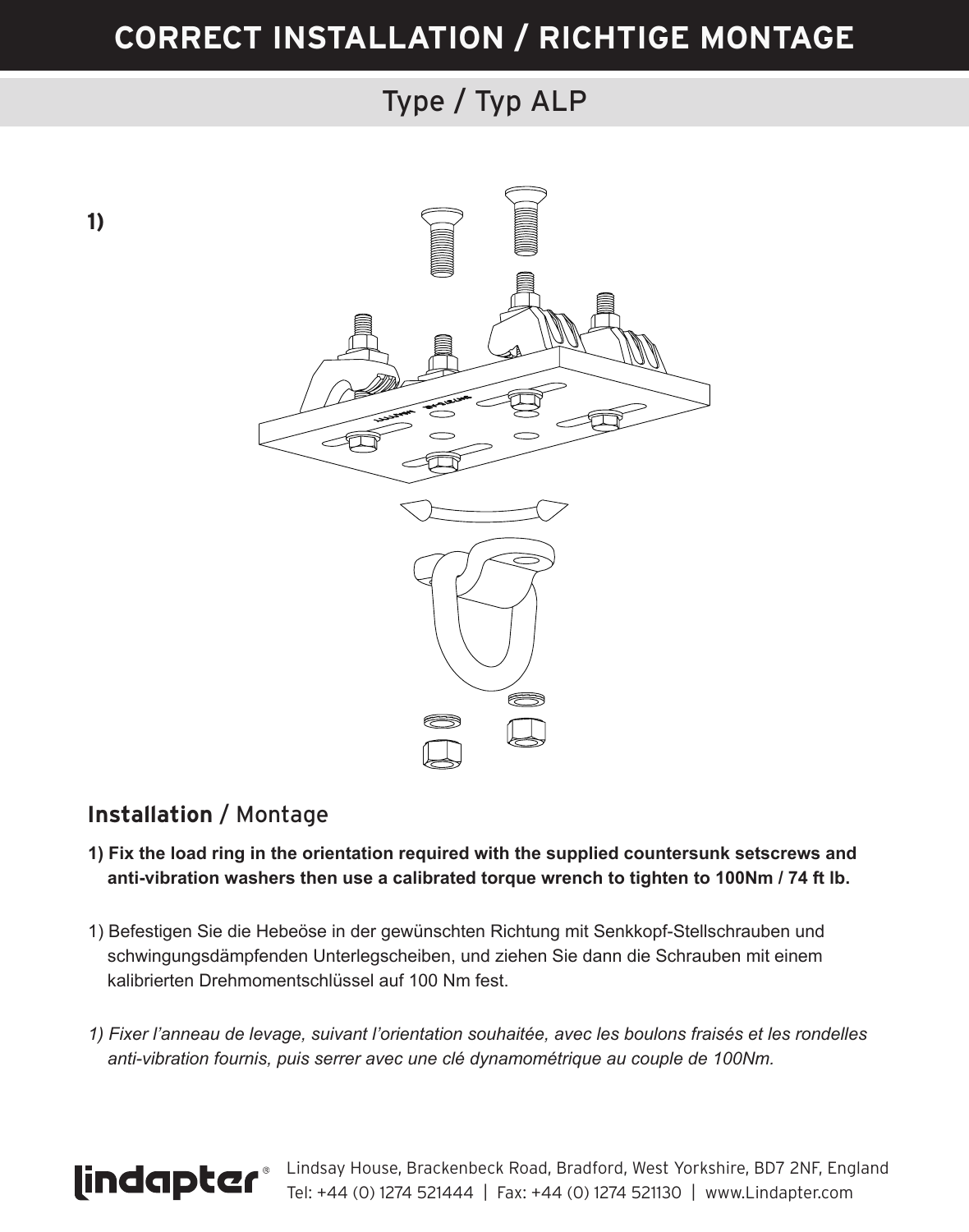# CORRECT INSTALLATION / RICHTIGE MONTAGE

## Type / Typ ALP

1)

### **Installation** / Montage

**1) Fix the load ring in the orientation required with the supplied countersunk setscrews and anti-vibration washers then use a calibrated torque wrench to tighten to 100Nm / 74 ft lb.**

1) Befestigen Sie die Hebeöse in der gewünschten Richtung mit Senkkopf-Stellschrauben und schwingungsdämpfenden Unterlegscheiben, und ziehen Sie dann die Schrauben mit einem kalibrierten Drehmomentschlüssel auf 100 Nm fest.

*1) Fixer l'anneau de levage, suivant l'orientation souhaitée, avec les boulons fraisés et les rondelles anti-vibration fournis, puis serrer avec une clé dynamométrique au couple de 100Nm.*

Lindapter® Lindsay House, Brackenbeck Road, Bradford, West Yorkshire, BD7 2NF, England
Tel: +44 (0) 1274 521444 | Fax: +44 (0) 1274 521130 | www.Lindapter.com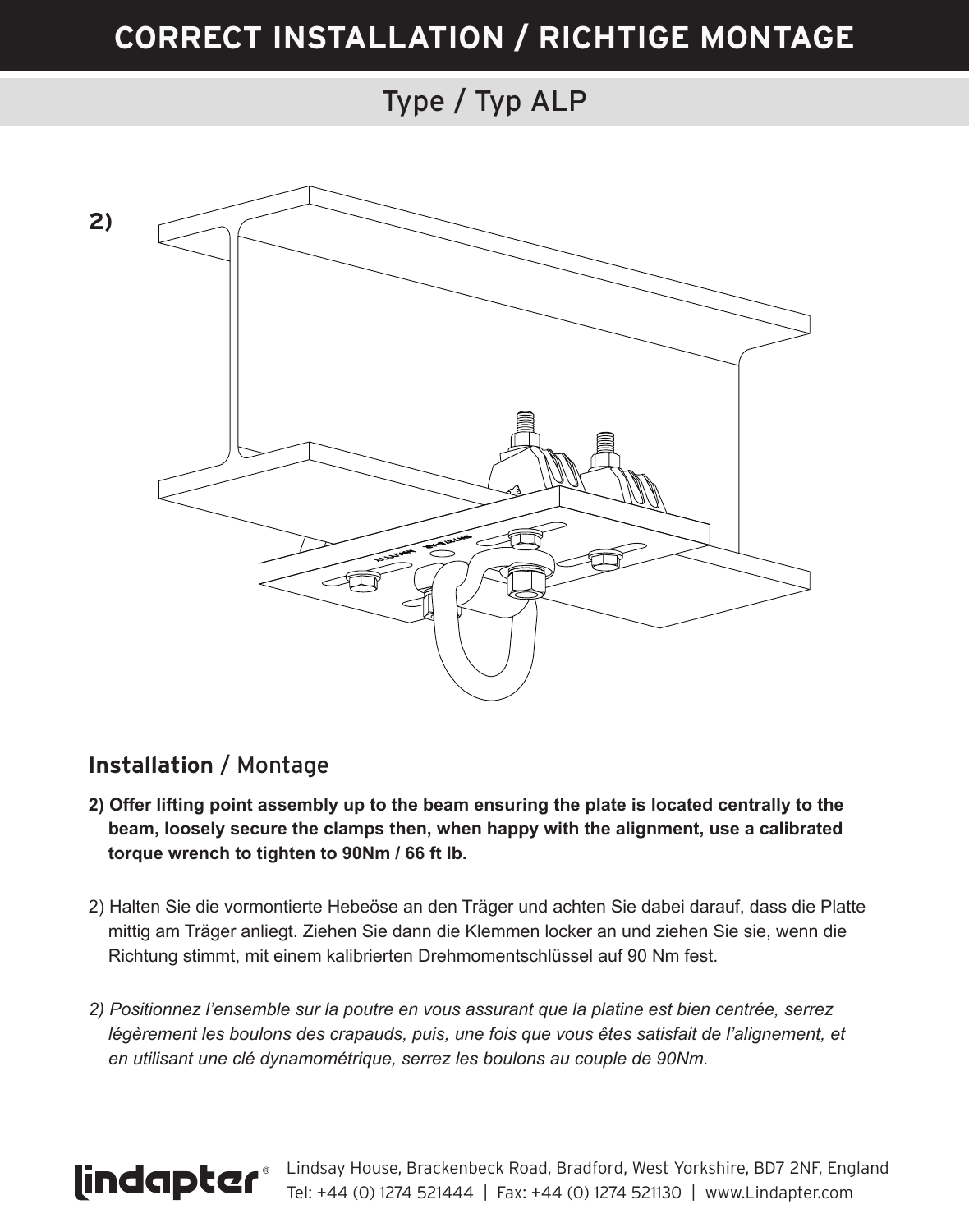# CORRECT INSTALLATION / RICHTIGE MONTAGE

## Type / Typ ALP

2)

### **Installation** / Montage

**2) Offer lifting point assembly up to the beam ensuring the plate is located centrally to the beam, loosely secure the clamps then, when happy with the alignment, use a calibrated torque wrench to tighten to 90Nm / 66 ft lb.**

2) Halten Sie die vormontierte Hebeöse an den Träger und achten Sie dabei darauf, dass die Platte mittig am Träger anliegt. Ziehen Sie dann die Klemmen locker an und ziehen Sie sie, wenn die Richtung stimmt, mit einem kalibrierten Drehmomentschlüssel auf 90 Nm fest.

*2) Positionnez l'ensemble sur la poutre en vous assurant que la platine est bien centrée, serrez légèrement les boulons des crapauds, puis, une fois que vous êtes satisfait de l'alignement, et en utilisant une clé dynamométrique, serrez les boulons au couple de 90Nm.*

Lindsay House, Brackenbeck Road, Bradford, West Yorkshire, BD7 2NF, England
Tel: +44 (0) 1274 521444 | Fax: +44 (0) 1274 521130 | www.Lindapter.com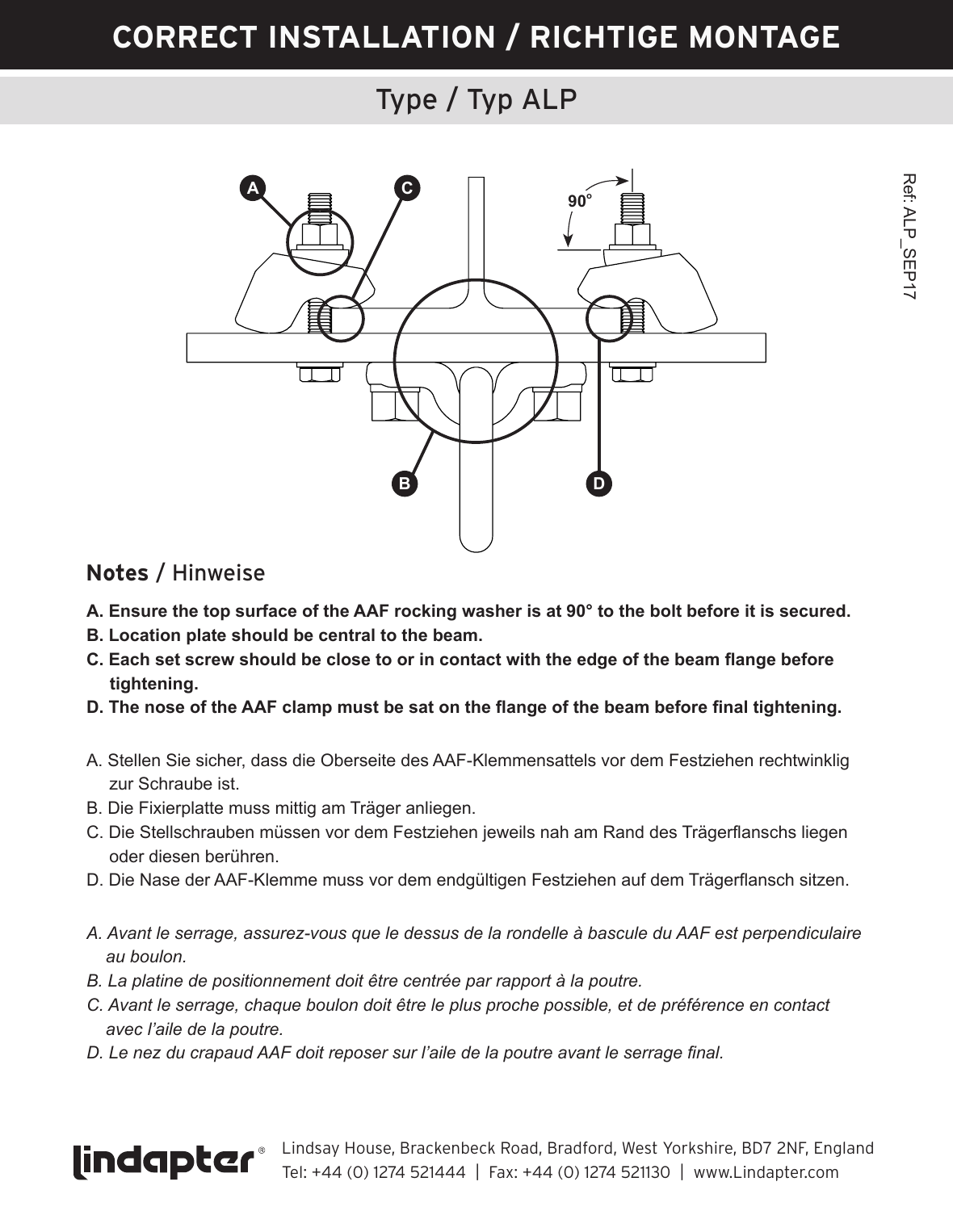# CORRECT INSTALLATION / RICHTIGE MONTAGE

## Type / Typ ALP

Ref: ALP_SEP17

A
C
90°
B
D

### **Notes** / Hinweise

**A. Ensure the top surface of the AAF rocking washer is at 90° to the bolt before it is secured.**
**B. Location plate should be central to the beam.**
**C. Each set screw should be close to or in contact with the edge of the beam flange before tightening.**
**D. The nose of the AAF clamp must be sat on the flange of the beam before final tightening.**

A. Stellen Sie sicher, dass die Oberseite des AAF-Klemmensattels vor dem Festziehen rechtwinklig zur Schraube ist.
B. Die Fixierplatte muss mittig am Träger anliegen.
C. Die Stellschrauben müssen vor dem Festziehen jeweils nah am Rand des Trägerflanschs liegen oder diesen berühren.
D. Die Nase der AAF-Klemme muss vor dem endgültigen Festziehen auf dem Trägerflansch sitzen.

*A. Avant le serrage, assurez-vous que le dessus de la rondelle à bascule du AAF est perpendiculaire au boulon.*
*B. La platine de positionnement doit être centrée par rapport à la poutre.*
*C. Avant le serrage, chaque boulon doit être le plus proche possible, et de préférence en contact avec l'aile de la poutre.*
*D. Le nez du crapaud AAF doit reposer sur l'aile de la poutre avant le serrage final.*

lindapter®
Lindsay House, Brackenbeck Road, Bradford, West Yorkshire, BD7 2NF, England
Tel: +44 (0) 1274 521444 | Fax: +44 (0) 1274 521130 | www.Lindapter.com